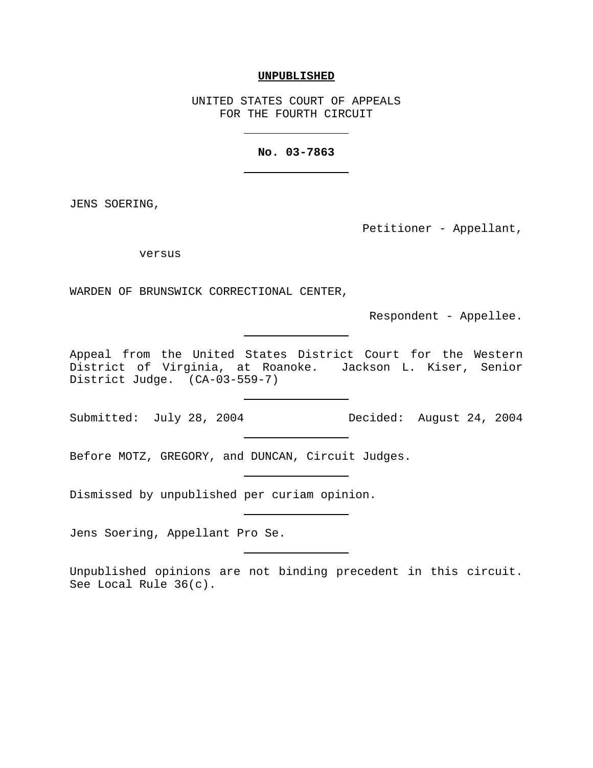**UNPUBLISHED**

UNITED STATES COURT OF APPEALS
FOR THE FOURTH CIRCUIT

---

**No. 03-7863**

---

JENS SOERING,

Petitioner - Appellant,

versus

WARDEN OF BRUNSWICK CORRECTIONAL CENTER,

Respondent - Appellee.

---

Appeal from the United States District Court for the Western District of Virginia, at Roanoke. Jackson L. Kiser, Senior District Judge. (CA-03-559-7)

---

Submitted: July 28, 2004 Decided: August 24, 2004

---

Before MOTZ, GREGORY, and DUNCAN, Circuit Judges.

---

Dismissed by unpublished per curiam opinion.

---

Jens Soering, Appellant Pro Se.

---

Unpublished opinions are not binding precedent in this circuit. See Local Rule 36(c).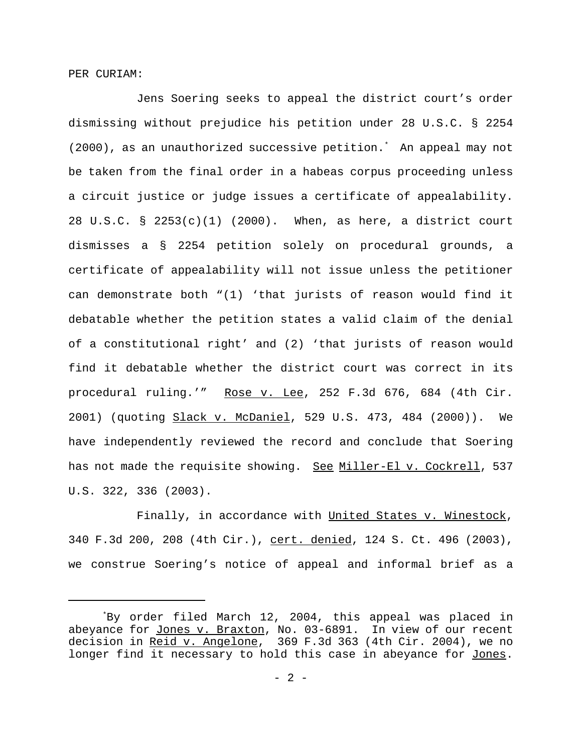PER CURIAM:

Jens Soering seeks to appeal the district court's order dismissing without prejudice his petition under 28 U.S.C. § 2254 (2000), as an unauthorized successive petition.* An appeal may not be taken from the final order in a habeas corpus proceeding unless a circuit justice or judge issues a certificate of appealability. 28 U.S.C. § 2253(c)(1) (2000). When, as here, a district court dismisses a § 2254 petition solely on procedural grounds, a certificate of appealability will not issue unless the petitioner can demonstrate both "(1) 'that jurists of reason would find it debatable whether the petition states a valid claim of the denial of a constitutional right' and (2) 'that jurists of reason would find it debatable whether the district court was correct in its procedural ruling.'" Rose v. Lee, 252 F.3d 676, 684 (4th Cir. 2001) (quoting Slack v. McDaniel, 529 U.S. 473, 484 (2000)). We have independently reviewed the record and conclude that Soering has not made the requisite showing. See Miller-El v. Cockrell, 537 U.S. 322, 336 (2003).

Finally, in accordance with United States v. Winestock, 340 F.3d 200, 208 (4th Cir.), cert. denied, 124 S. Ct. 496 (2003), we construe Soering's notice of appeal and informal brief as a

---

*By order filed March 12, 2004, this appeal was placed in abeyance for Jones v. Braxton, No. 03-6891. In view of our recent decision in Reid v. Angelone, 369 F.3d 363 (4th Cir. 2004), we no longer find it necessary to hold this case in abeyance for Jones.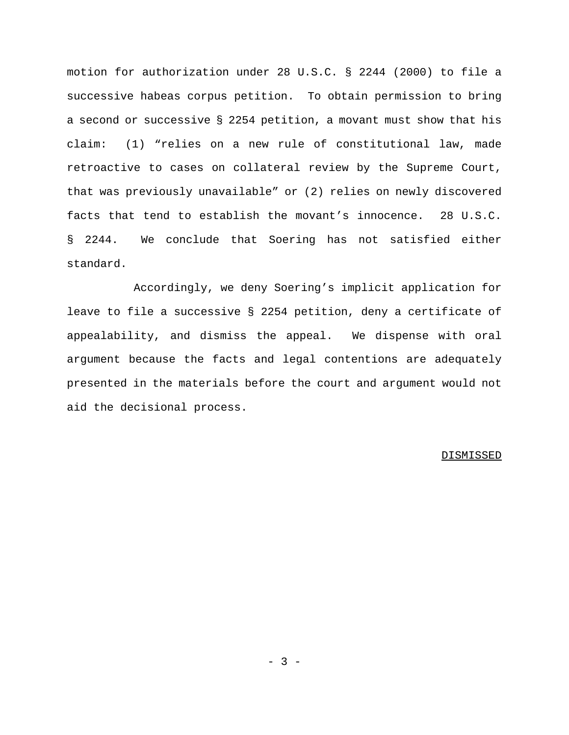motion for authorization under 28 U.S.C. § 2244 (2000) to file a successive habeas corpus petition. To obtain permission to bring a second or successive § 2254 petition, a movant must show that his claim: (1) "relies on a new rule of constitutional law, made retroactive to cases on collateral review by the Supreme Court, that was previously unavailable" or (2) relies on newly discovered facts that tend to establish the movant's innocence. 28 U.S.C. § 2244. We conclude that Soering has not satisfied either standard.

Accordingly, we deny Soering's implicit application for leave to file a successive § 2254 petition, deny a certificate of appealability, and dismiss the appeal. We dispense with oral argument because the facts and legal contentions are adequately presented in the materials before the court and argument would not aid the decisional process.

DISMISSED